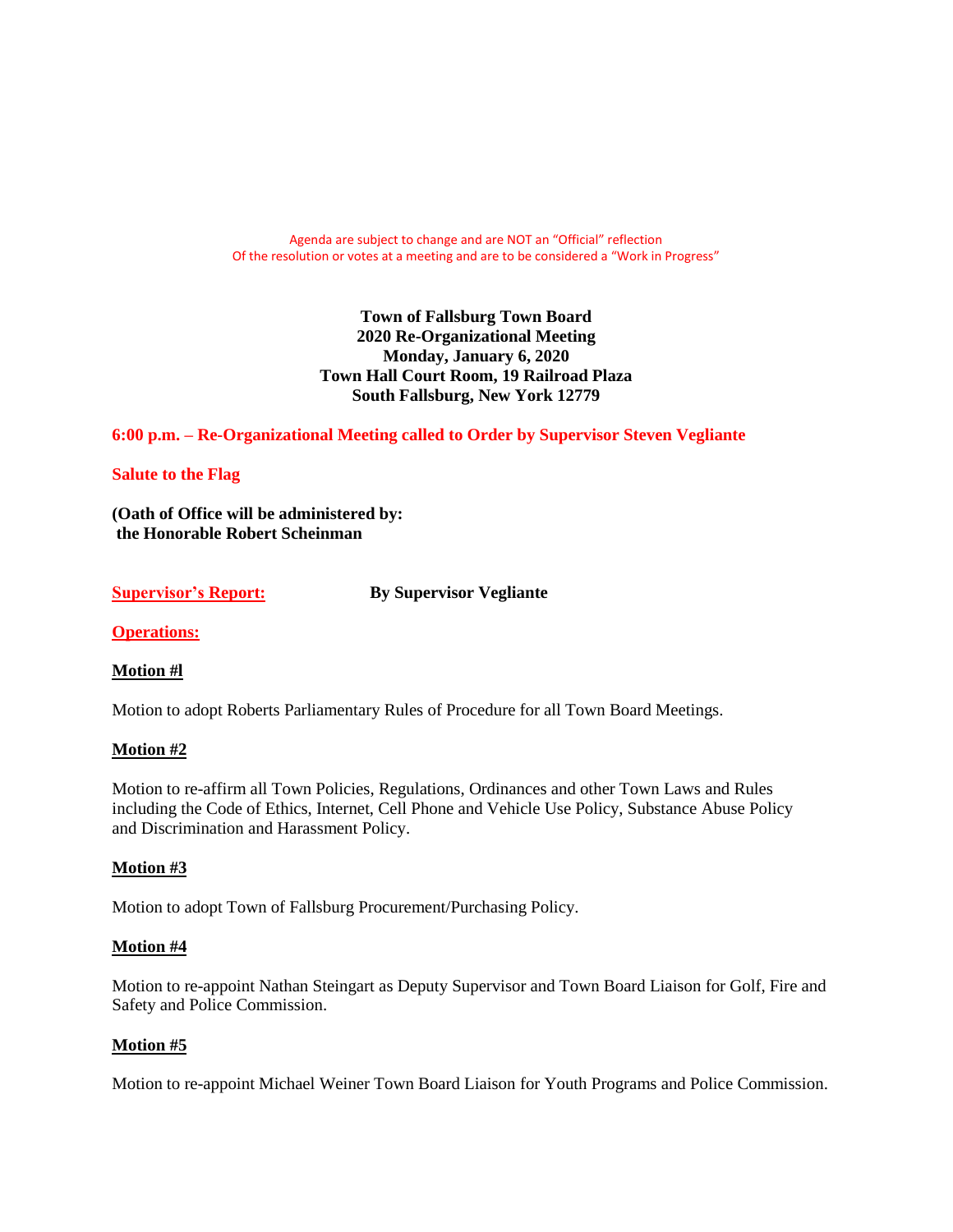Agenda are subject to change and are NOT an "Official" reflection
Of the resolution or votes at a meeting and are to be considered a "Work in Progress"

**Town of Fallsburg Town Board**
**2020 Re-Organizational Meeting**
**Monday, January 6, 2020**
**Town Hall Court Room, 19 Railroad Plaza**
**South Fallsburg, New York 12779**

**6:00 p.m. – Re-Organizational Meeting called to Order by Supervisor Steven Vegliante**

**Salute to the Flag**

**(Oath of Office will be administered by:**
**the Honorable Robert Scheinman**

**Supervisor's Report:** **By Supervisor Vegliante**

**Operations:**

**Motion #l**

Motion to adopt Roberts Parliamentary Rules of Procedure for all Town Board Meetings.

**Motion #2**

Motion to re-affirm all Town Policies, Regulations, Ordinances and other Town Laws and Rules including the Code of Ethics, Internet, Cell Phone and Vehicle Use Policy, Substance Abuse Policy and Discrimination and Harassment Policy.

**Motion #3**

Motion to adopt Town of Fallsburg Procurement/Purchasing Policy.

**Motion #4**

Motion to re-appoint Nathan Steingart as Deputy Supervisor and Town Board Liaison for Golf, Fire and Safety and Police Commission.

**Motion #5**

Motion to re-appoint Michael Weiner Town Board Liaison for Youth Programs and Police Commission.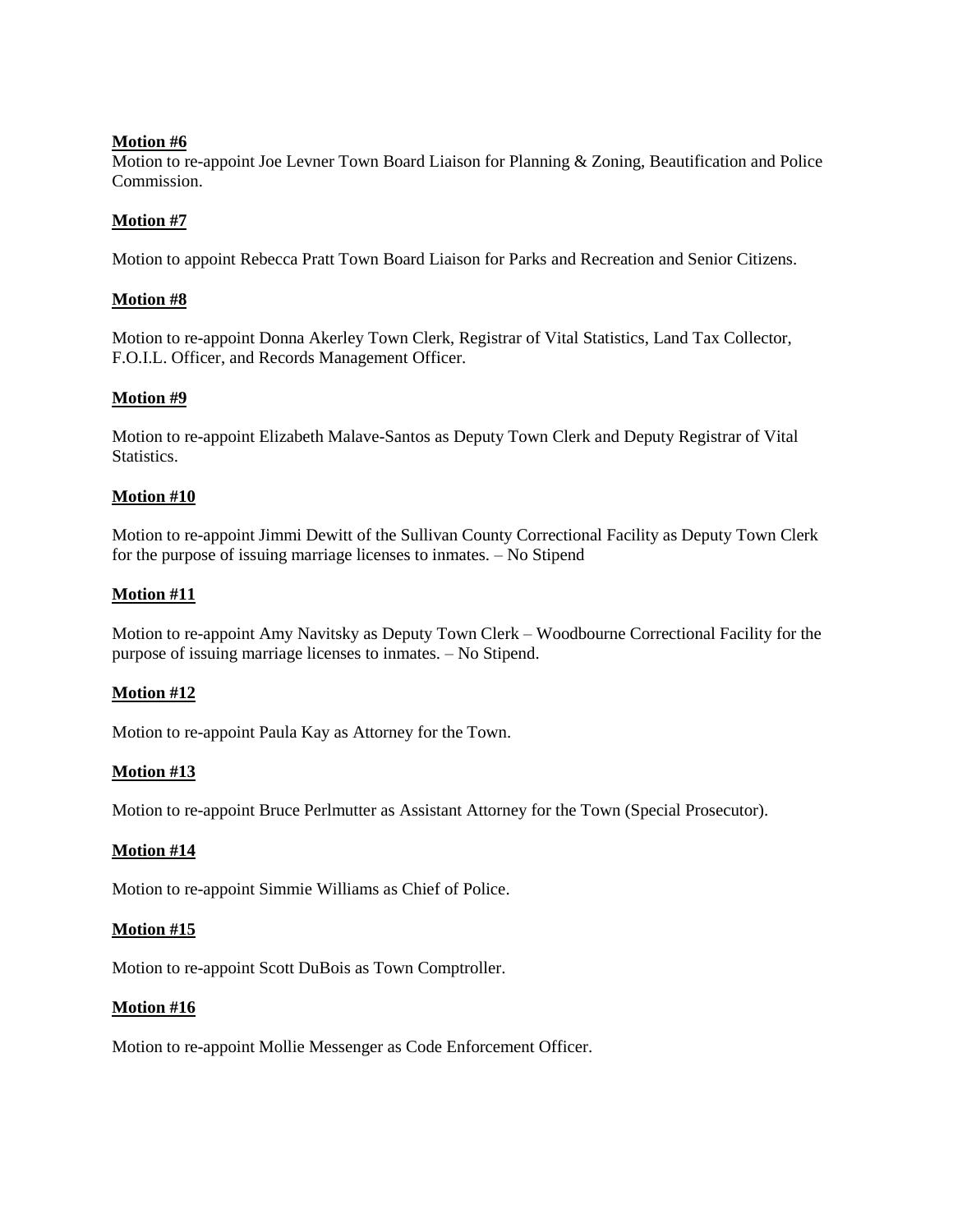**Motion #6**

Motion to re-appoint Joe Levner Town Board Liaison for Planning & Zoning, Beautification and Police Commission.

**Motion #7**

Motion to appoint Rebecca Pratt Town Board Liaison for Parks and Recreation and Senior Citizens.

**Motion #8**

Motion to re-appoint Donna Akerley Town Clerk, Registrar of Vital Statistics, Land Tax Collector, F.O.I.L. Officer, and Records Management Officer.

**Motion #9**

Motion to re-appoint Elizabeth Malave-Santos as Deputy Town Clerk and Deputy Registrar of Vital Statistics.

**Motion #10**

Motion to re-appoint Jimmi Dewitt of the Sullivan County Correctional Facility as Deputy Town Clerk for the purpose of issuing marriage licenses to inmates. – No Stipend

**Motion #11**

Motion to re-appoint Amy Navitsky as Deputy Town Clerk – Woodbourne Correctional Facility for the purpose of issuing marriage licenses to inmates. – No Stipend.

**Motion #12**

Motion to re-appoint Paula Kay as Attorney for the Town.

**Motion #13**

Motion to re-appoint Bruce Perlmutter as Assistant Attorney for the Town (Special Prosecutor).

**Motion #14**

Motion to re-appoint Simmie Williams as Chief of Police.

**Motion #15**

Motion to re-appoint Scott DuBois as Town Comptroller.

**Motion #16**

Motion to re-appoint Mollie Messenger as Code Enforcement Officer.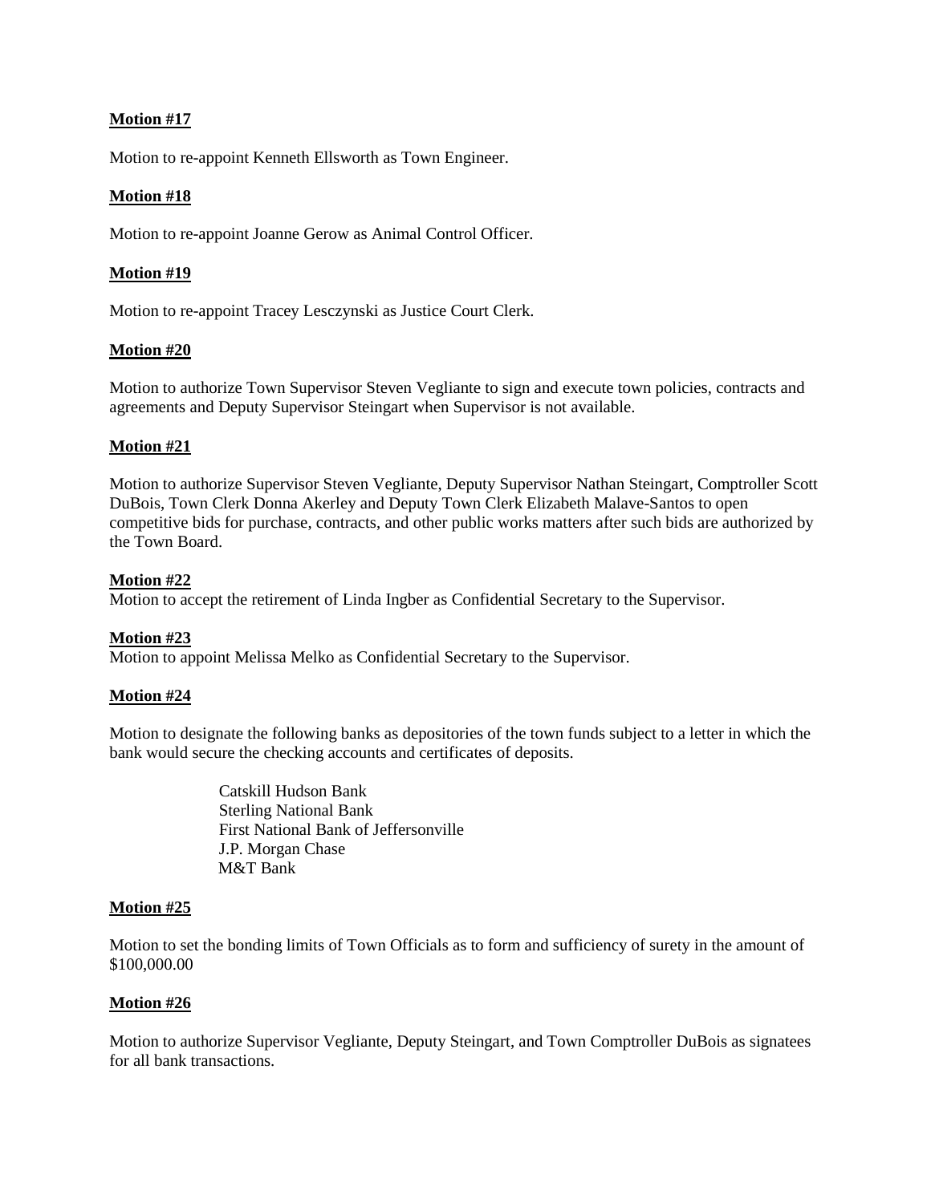**Motion #17**

Motion to re-appoint Kenneth Ellsworth as Town Engineer.

**Motion #18**

Motion to re-appoint Joanne Gerow as Animal Control Officer.

**Motion #19**

Motion to re-appoint Tracey Lesczynski as Justice Court Clerk.

**Motion #20**

Motion to authorize Town Supervisor Steven Vegliante to sign and execute town policies, contracts and agreements and Deputy Supervisor Steingart when Supervisor is not available.

**Motion #21**

Motion to authorize Supervisor Steven Vegliante, Deputy Supervisor Nathan Steingart, Comptroller Scott DuBois, Town Clerk Donna Akerley and Deputy Town Clerk Elizabeth Malave-Santos to open competitive bids for purchase, contracts, and other public works matters after such bids are authorized by the Town Board.

**Motion #22**

Motion to accept the retirement of Linda Ingber as Confidential Secretary to the Supervisor.

**Motion #23**

Motion to appoint Melissa Melko as Confidential Secretary to the Supervisor.

**Motion #24**

Motion to designate the following banks as depositories of the town funds subject to a letter in which the bank would secure the checking accounts and certificates of deposits.

Catskill Hudson Bank
Sterling National Bank
First National Bank of Jeffersonville
J.P. Morgan Chase
M&T Bank

**Motion #25**

Motion to set the bonding limits of Town Officials as to form and sufficiency of surety in the amount of $100,000.00

**Motion #26**

Motion to authorize Supervisor Vegliante, Deputy Steingart, and Town Comptroller DuBois as signatees for all bank transactions.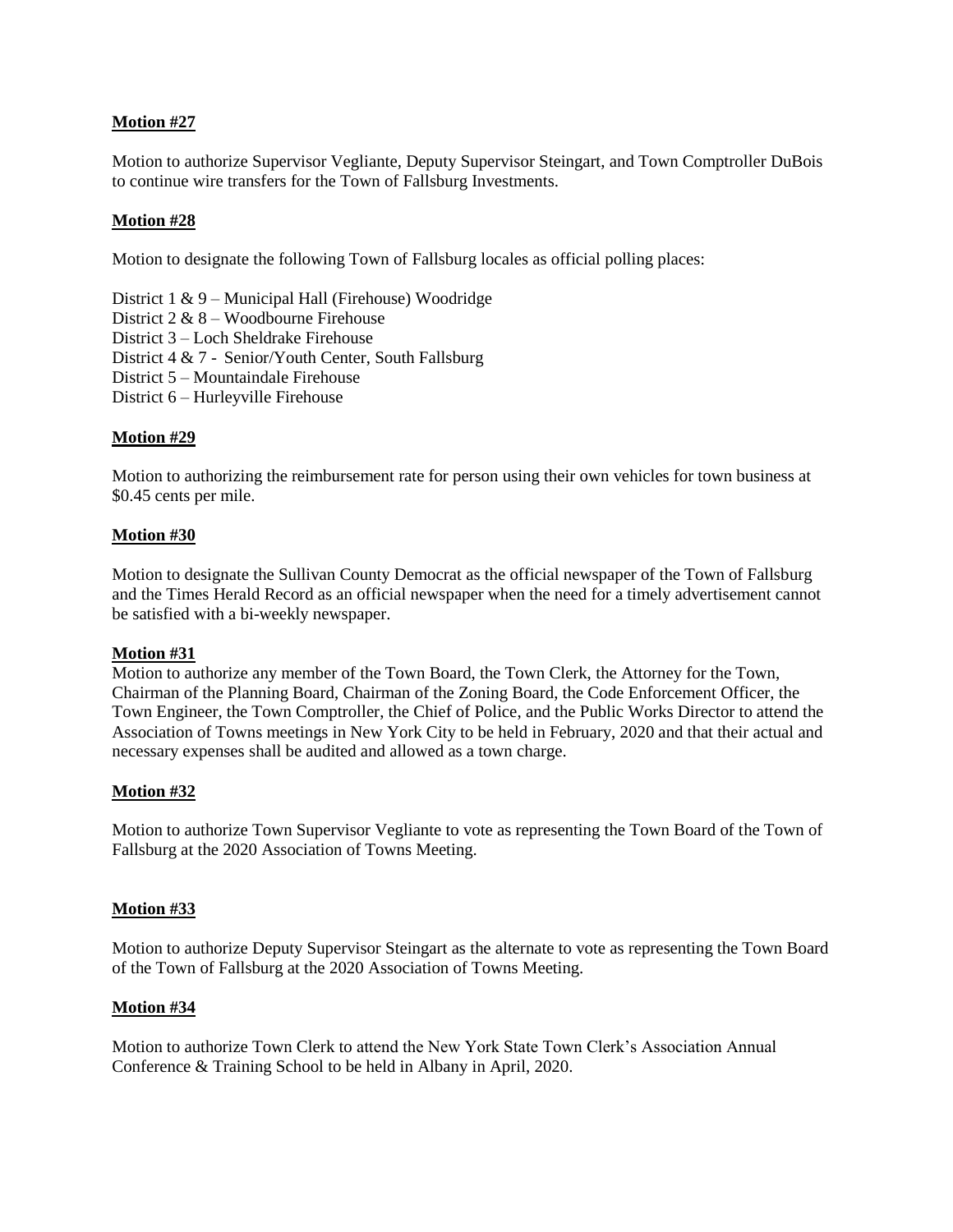**Motion #27**

Motion to authorize Supervisor Vegliante, Deputy Supervisor Steingart, and Town Comptroller DuBois to continue wire transfers for the Town of Fallsburg Investments.

**Motion #28**

Motion to designate the following Town of Fallsburg locales as official polling places:

District 1 & 9 – Municipal Hall (Firehouse) Woodridge
District 2 & 8 – Woodbourne Firehouse
District 3 – Loch Sheldrake Firehouse
District 4 & 7 - Senior/Youth Center, South Fallsburg
District 5 – Mountaindale Firehouse
District 6 – Hurleyville Firehouse

**Motion #29**

Motion to authorizing the reimbursement rate for person using their own vehicles for town business at $0.45 cents per mile.

**Motion #30**

Motion to designate the Sullivan County Democrat as the official newspaper of the Town of Fallsburg and the Times Herald Record as an official newspaper when the need for a timely advertisement cannot be satisfied with a bi-weekly newspaper.

**Motion #31**

Motion to authorize any member of the Town Board, the Town Clerk, the Attorney for the Town, Chairman of the Planning Board, Chairman of the Zoning Board, the Code Enforcement Officer, the Town Engineer, the Town Comptroller, the Chief of Police, and the Public Works Director to attend the Association of Towns meetings in New York City to be held in February, 2020 and that their actual and necessary expenses shall be audited and allowed as a town charge.

**Motion #32**

Motion to authorize Town Supervisor Vegliante to vote as representing the Town Board of the Town of Fallsburg at the 2020 Association of Towns Meeting.

**Motion #33**

Motion to authorize Deputy Supervisor Steingart as the alternate to vote as representing the Town Board of the Town of Fallsburg at the 2020 Association of Towns Meeting.

**Motion #34**

Motion to authorize Town Clerk to attend the New York State Town Clerk's Association Annual Conference & Training School to be held in Albany in April, 2020.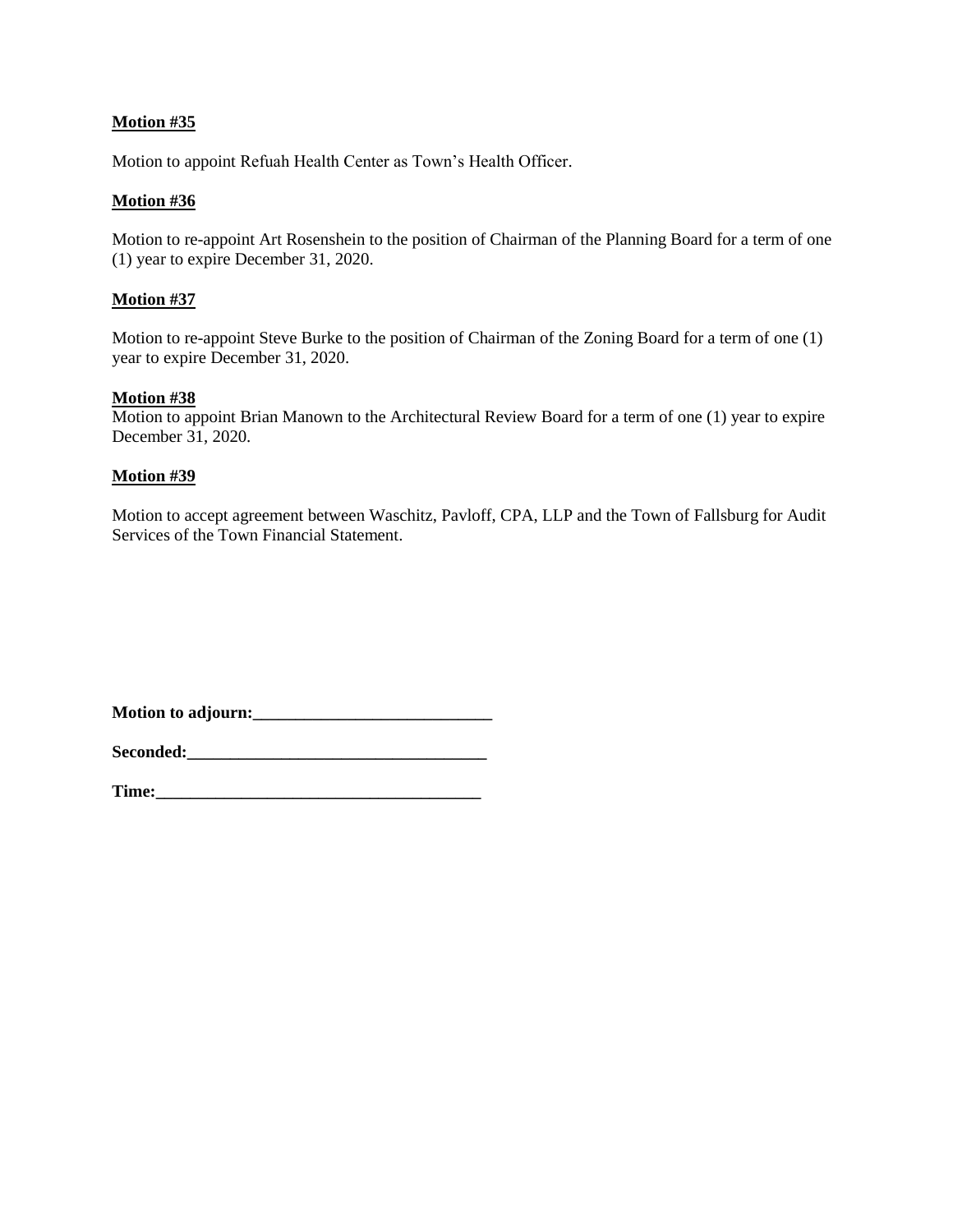**Motion #35**

Motion to appoint Refuah Health Center as Town's Health Officer.

**Motion #36**

Motion to re-appoint Art Rosenshein to the position of Chairman of the Planning Board for a term of one (1) year to expire December 31, 2020.

**Motion #37**

Motion to re-appoint Steve Burke to the position of Chairman of the Zoning Board for a term of one (1) year to expire December 31, 2020.

**Motion #38**

Motion to appoint Brian Manown to the Architectural Review Board for a term of one (1) year to expire December 31, 2020.

**Motion #39**

Motion to accept agreement between Waschitz, Pavloff, CPA, LLP and the Town of Fallsburg for Audit Services of the Town Financial Statement.

**Motion to adjourn:____________________________**

**Seconded:___________________________________**

**Time:_______________________________________**